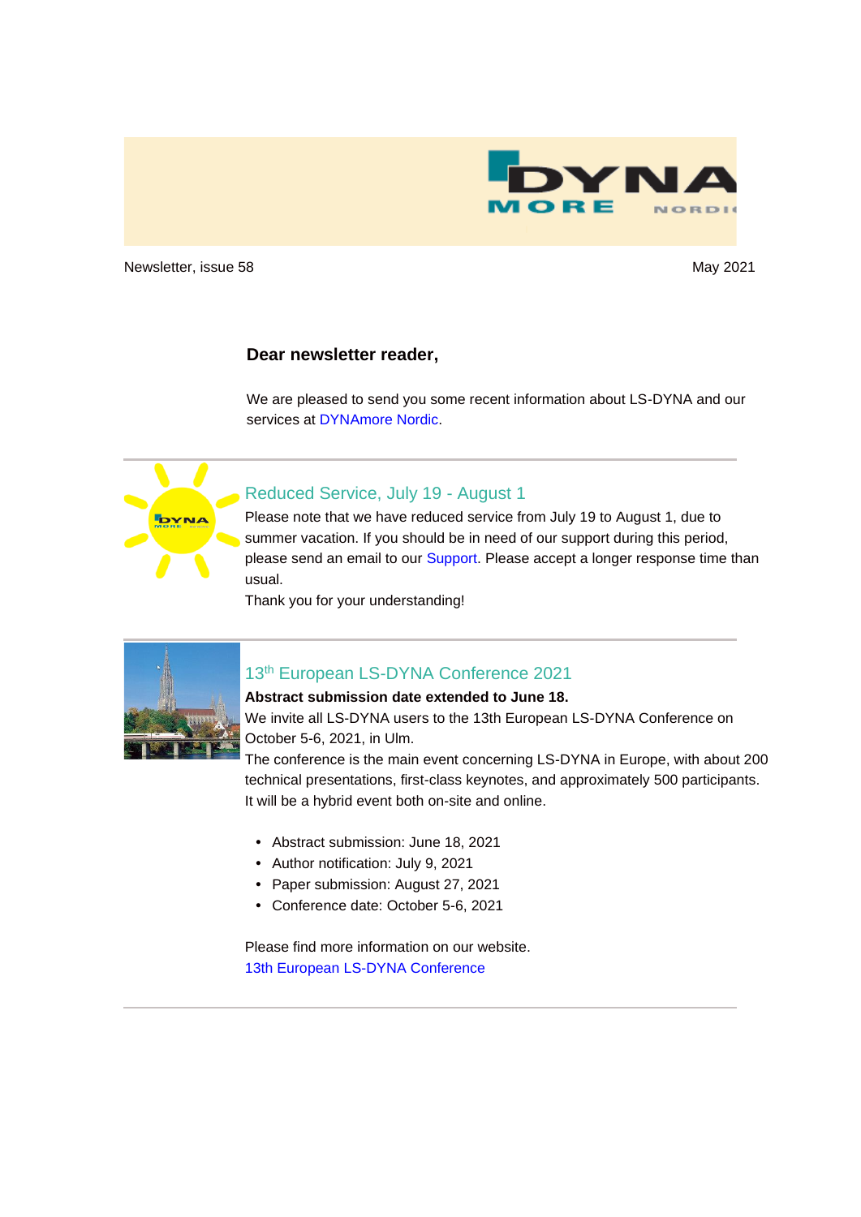Newsletter, issue 58

May 2021

**Dear newsletter reader,**

We are pleased to send you some recent information about LS-DYNA and our services at DYNAmore Nordic.

## Reduced Service, July 19 - August 1

Please note that we have reduced service from July 19 to August 1, due to summer vacation. If you should be in need of our support during this period, please send an email to our Support. Please accept a longer response time than usual.

Thank you for your understanding!

## 13th European LS-DYNA Conference 2021

**Abstract submission date extended to June 18.**

We invite all LS-DYNA users to the 13th European LS-DYNA Conference on October 5-6, 2021, in Ulm.

The conference is the main event concerning LS-DYNA in Europe, with about 200 technical presentations, first-class keynotes, and approximately 500 participants. It will be a hybrid event both on-site and online.

- Abstract submission: June 18, 2021
- Author notification: July 9, 2021
- Paper submission: August 27, 2021
- Conference date: October 5-6, 2021

Please find more information on our website.

13th European LS-DYNA Conference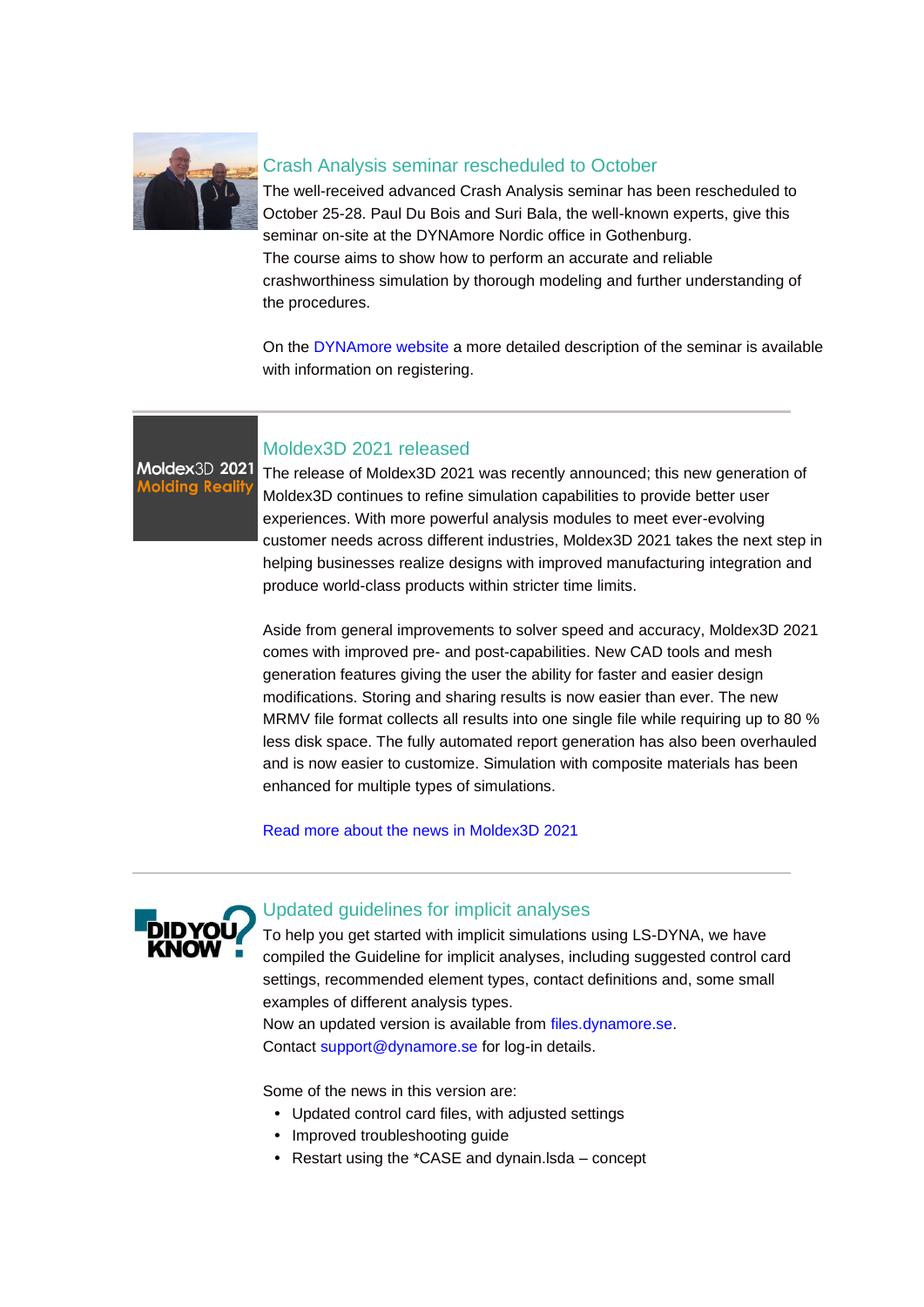## Crash Analysis seminar rescheduled to October

The well-received advanced Crash Analysis seminar has been rescheduled to October 25-28. Paul Du Bois and Suri Bala, the well-known experts, give this seminar on-site at the DYNAmore Nordic office in Gothenburg.
The course aims to show how to perform an accurate and reliable crashworthiness simulation by thorough modeling and further understanding of the procedures.

On the DYNAmore website a more detailed description of the seminar is available with information on registering.

---

## Moldex3D 2021 released

The release of Moldex3D 2021 was recently announced; this new generation of Moldex3D continues to refine simulation capabilities to provide better user experiences. With more powerful analysis modules to meet ever-evolving customer needs across different industries, Moldex3D 2021 takes the next step in helping businesses realize designs with improved manufacturing integration and produce world-class products within stricter time limits.

Aside from general improvements to solver speed and accuracy, Moldex3D 2021 comes with improved pre- and post-capabilities. New CAD tools and mesh generation features giving the user the ability for faster and easier design modifications. Storing and sharing results is now easier than ever. The new MRMV file format collects all results into one single file while requiring up to 80 % less disk space. The fully automated report generation has also been overhauled and is now easier to customize. Simulation with composite materials has been enhanced for multiple types of simulations.

Read more about the news in Moldex3D 2021

---

## Updated guidelines for implicit analyses

To help you get started with implicit simulations using LS-DYNA, we have compiled the Guideline for implicit analyses, including suggested control card settings, recommended element types, contact definitions and, some small examples of different analysis types.
Now an updated version is available from files.dynamore.se.
Contact support@dynamore.se for log-in details.

Some of the news in this version are:

- Updated control card files, with adjusted settings
- Improved troubleshooting guide
- Restart using the *CASE and dynain.lsda – concept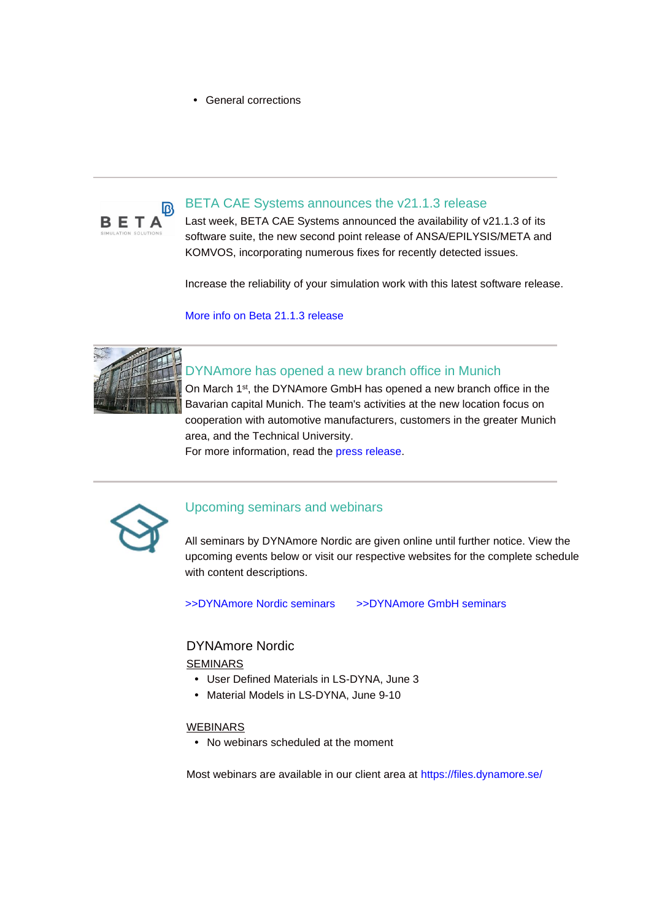- General corrections

---

## BETA CAE Systems announces the v21.1.3 release

Last week, BETA CAE Systems announced the availability of v21.1.3 of its software suite, the new second point release of ANSA/EPILYSIS/META and KOMVOS, incorporating numerous fixes for recently detected issues.

Increase the reliability of your simulation work with this latest software release.

More info on Beta 21.1.3 release

---

## DYNAmore has opened a new branch office in Munich

On March 1st, the DYNAmore GmbH has opened a new branch office in the Bavarian capital Munich. The team's activities at the new location focus on cooperation with automotive manufacturers, customers in the greater Munich area, and the Technical University.
For more information, read the press release.

---

## Upcoming seminars and webinars

All seminars by DYNAmore Nordic are given online until further notice. View the upcoming events below or visit our respective websites for the complete schedule with content descriptions.

>>DYNAmore Nordic seminars    >>DYNAmore GmbH seminars

### DYNAmore Nordic

SEMINARS

- User Defined Materials in LS-DYNA, June 3
- Material Models in LS-DYNA, June 9-10

WEBINARS

- No webinars scheduled at the moment

Most webinars are available in our client area at https://files.dynamore.se/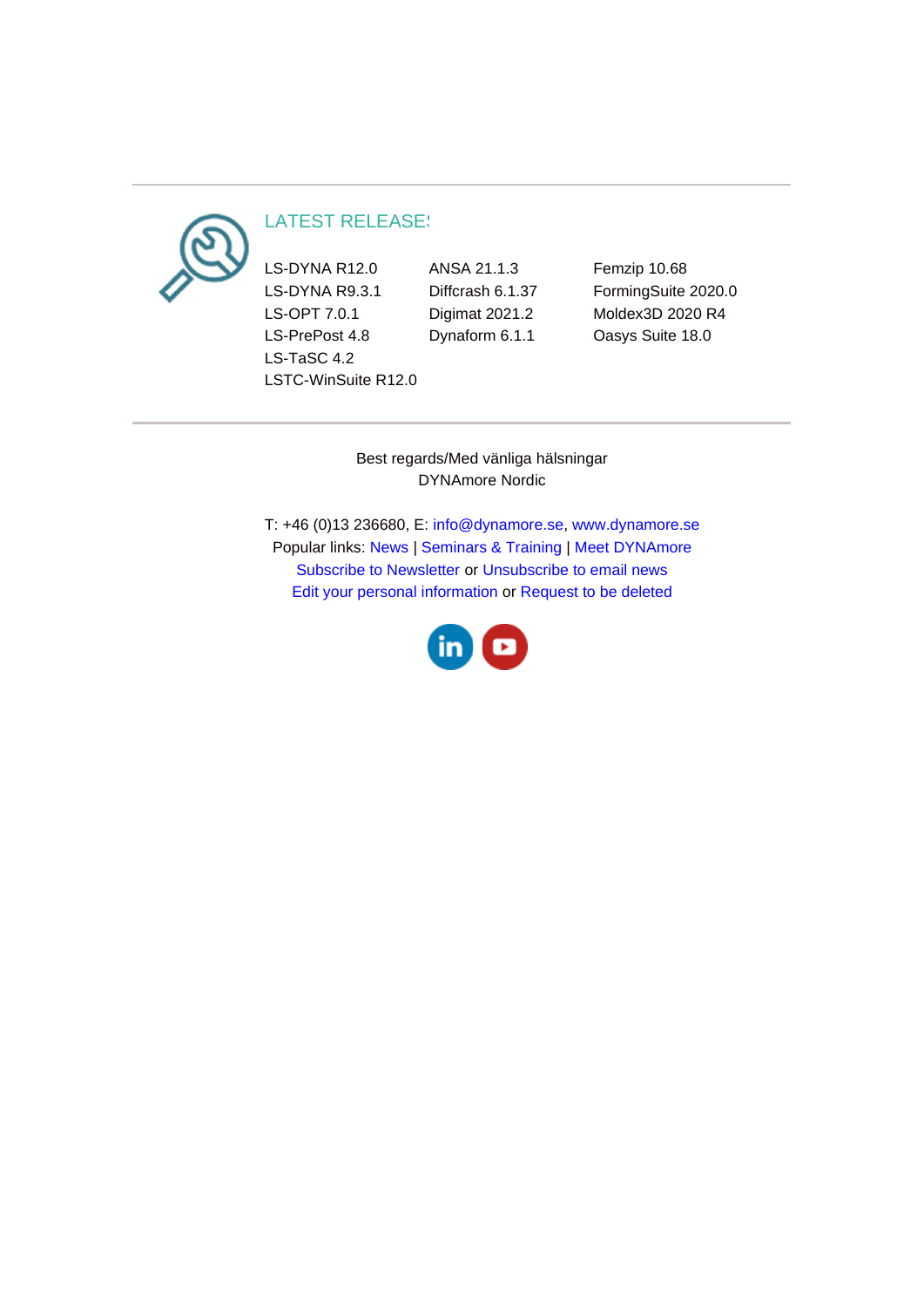## LATEST RELEASES

| | | |
|---|---|---|
| LS-DYNA R12.0 | ANSA 21.1.3 | Femzip 10.68 |
| LS-DYNA R9.3.1 | Diffcrash 6.1.37 | FormingSuite 2020.0 |
| LS-OPT 7.0.1 | Digimat 2021.2 | Moldex3D 2020 R4 |
| LS-PrePost 4.8 | Dynaform 6.1.1 | Oasys Suite 18.0 |
| LS-TaSC 4.2 | | |
| LSTC-WinSuite R12.0 | | |

Best regards/Med vänliga hälsningar
DYNAmore Nordic

T: +46 (0)13 236680, E: info@dynamore.se, www.dynamore.se
Popular links: News | Seminars & Training | Meet DYNAmore
Subscribe to Newsletter or Unsubscribe to email news
Edit your personal information or Request to be deleted